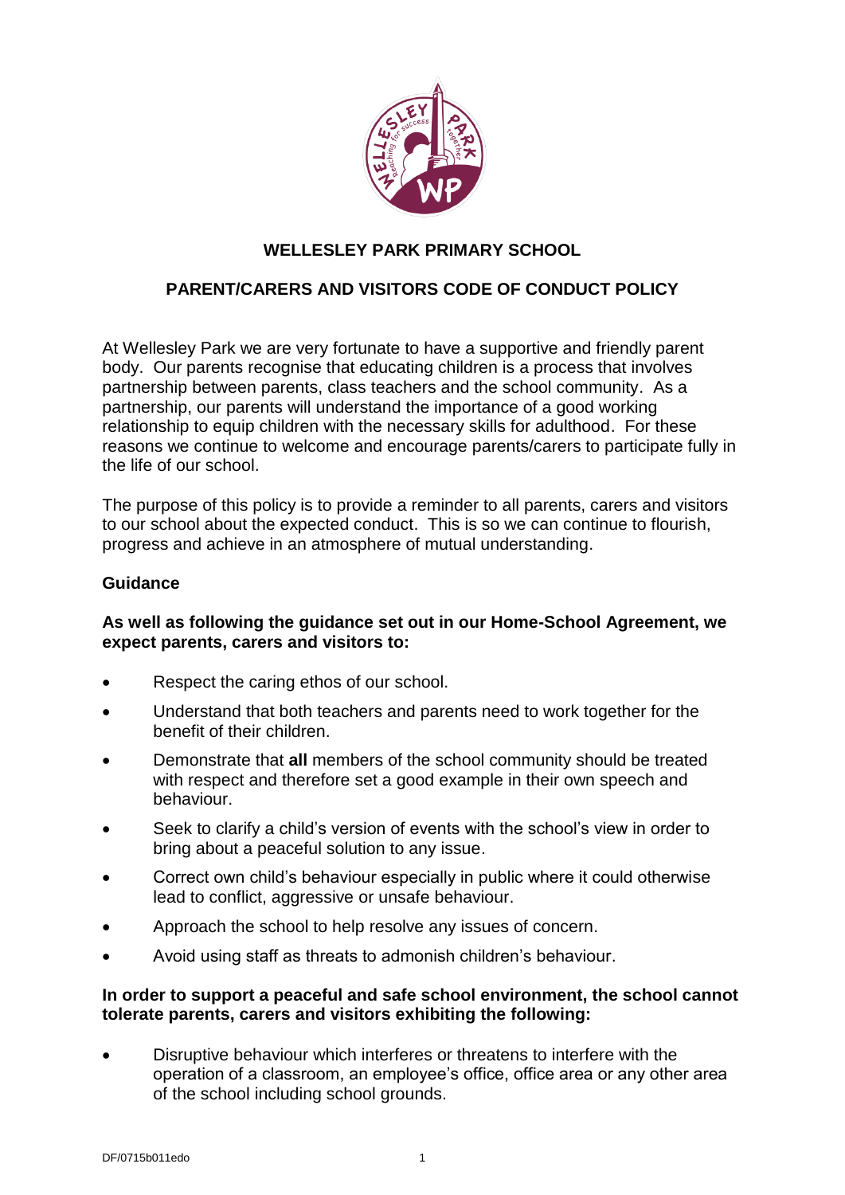# WELLESLEY PARK PRIMARY SCHOOL

## PARENT/CARERS AND VISITORS CODE OF CONDUCT POLICY

At Wellesley Park we are very fortunate to have a supportive and friendly parent body. Our parents recognise that educating children is a process that involves partnership between parents, class teachers and the school community. As a partnership, our parents will understand the importance of a good working relationship to equip children with the necessary skills for adulthood. For these reasons we continue to welcome and encourage parents/carers to participate fully in the life of our school.

The purpose of this policy is to provide a reminder to all parents, carers and visitors to our school about the expected conduct. This is so we can continue to flourish, progress and achieve in an atmosphere of mutual understanding.

### Guidance

**As well as following the guidance set out in our Home-School Agreement, we expect parents, carers and visitors to:**

- Respect the caring ethos of our school.
- Understand that both teachers and parents need to work together for the benefit of their children.
- Demonstrate that **all** members of the school community should be treated with respect and therefore set a good example in their own speech and behaviour.
- Seek to clarify a child's version of events with the school's view in order to bring about a peaceful solution to any issue.
- Correct own child's behaviour especially in public where it could otherwise lead to conflict, aggressive or unsafe behaviour.
- Approach the school to help resolve any issues of concern.
- Avoid using staff as threats to admonish children's behaviour.

**In order to support a peaceful and safe school environment, the school cannot tolerate parents, carers and visitors exhibiting the following:**

- Disruptive behaviour which interferes or threatens to interfere with the operation of a classroom, an employee's office, office area or any other area of the school including school grounds.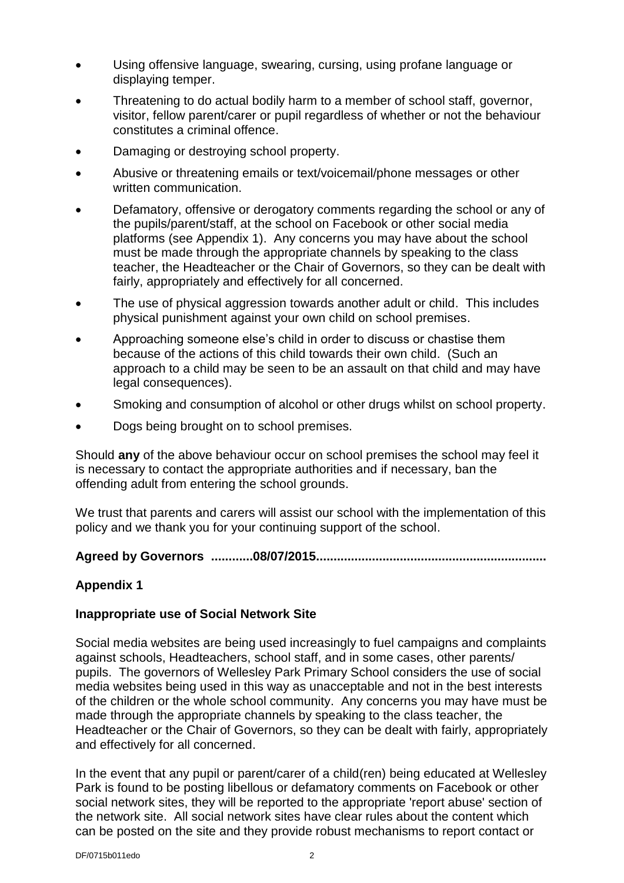- Using offensive language, swearing, cursing, using profane language or displaying temper.
- Threatening to do actual bodily harm to a member of school staff, governor, visitor, fellow parent/carer or pupil regardless of whether or not the behaviour constitutes a criminal offence.
- Damaging or destroying school property.
- Abusive or threatening emails or text/voicemail/phone messages or other written communication.
- Defamatory, offensive or derogatory comments regarding the school or any of the pupils/parent/staff, at the school on Facebook or other social media platforms (see Appendix 1). Any concerns you may have about the school must be made through the appropriate channels by speaking to the class teacher, the Headteacher or the Chair of Governors, so they can be dealt with fairly, appropriately and effectively for all concerned.
- The use of physical aggression towards another adult or child. This includes physical punishment against your own child on school premises.
- Approaching someone else's child in order to discuss or chastise them because of the actions of this child towards their own child. (Such an approach to a child may be seen to be an assault on that child and may have legal consequences).
- Smoking and consumption of alcohol or other drugs whilst on school property.
- Dogs being brought on to school premises.

Should **any** of the above behaviour occur on school premises the school may feel it is necessary to contact the appropriate authorities and if necessary, ban the offending adult from entering the school grounds.

We trust that parents and carers will assist our school with the implementation of this policy and we thank you for your continuing support of the school.

**Agreed by Governors ............08/07/2015.................................................................**

## Appendix 1

### Inappropriate use of Social Network Site

Social media websites are being used increasingly to fuel campaigns and complaints against schools, Headteachers, school staff, and in some cases, other parents/ pupils. The governors of Wellesley Park Primary School considers the use of social media websites being used in this way as unacceptable and not in the best interests of the children or the whole school community. Any concerns you may have must be made through the appropriate channels by speaking to the class teacher, the Headteacher or the Chair of Governors, so they can be dealt with fairly, appropriately and effectively for all concerned.

In the event that any pupil or parent/carer of a child(ren) being educated at Wellesley Park is found to be posting libellous or defamatory comments on Facebook or other social network sites, they will be reported to the appropriate 'report abuse' section of the network site. All social network sites have clear rules about the content which can be posted on the site and they provide robust mechanisms to report contact or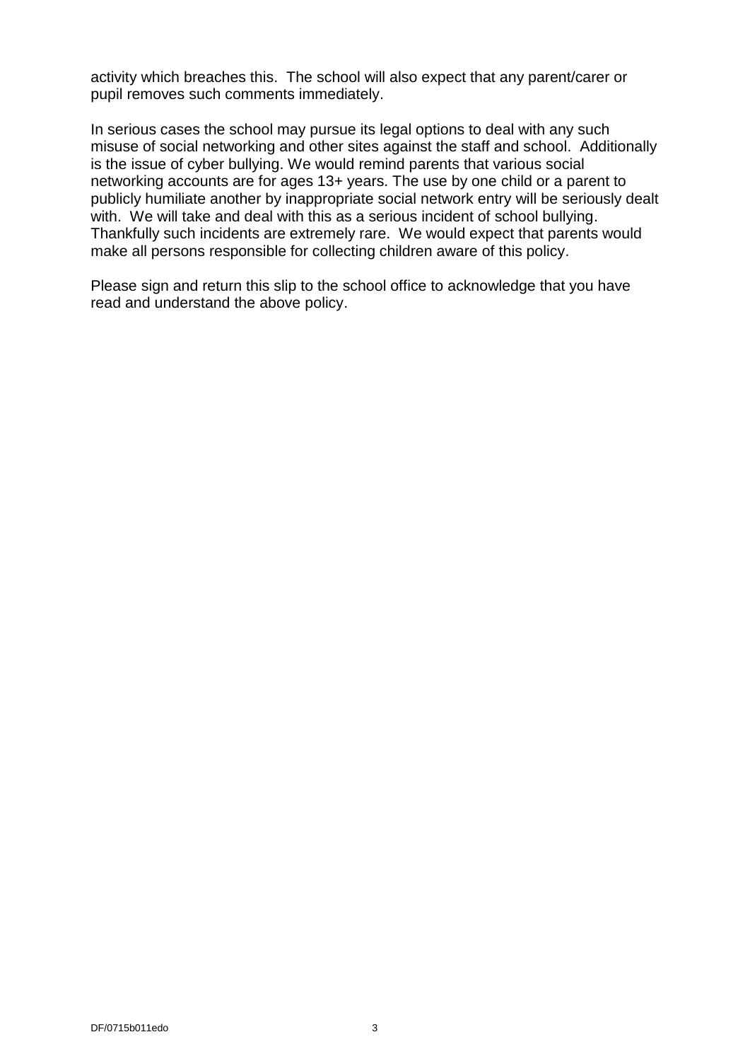activity which breaches this. The school will also expect that any parent/carer or pupil removes such comments immediately.

In serious cases the school may pursue its legal options to deal with any such misuse of social networking and other sites against the staff and school. Additionally is the issue of cyber bullying. We would remind parents that various social networking accounts are for ages 13+ years. The use by one child or a parent to publicly humiliate another by inappropriate social network entry will be seriously dealt with. We will take and deal with this as a serious incident of school bullying. Thankfully such incidents are extremely rare. We would expect that parents would make all persons responsible for collecting children aware of this policy.

Please sign and return this slip to the school office to acknowledge that you have read and understand the above policy.